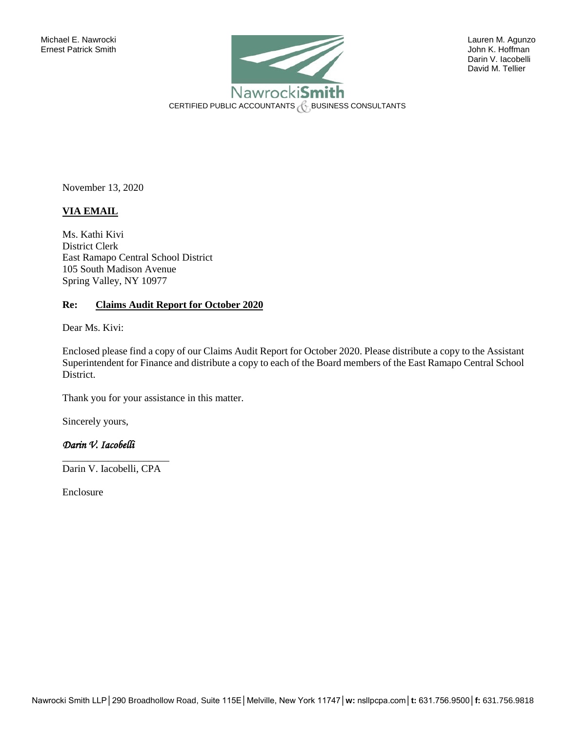Michael E. Nawrocki
Ernest Patrick Smith

Lauren M. Agunzo
John K. Hoffman
Darin V. Iacobelli
David M. Tellier

NawrockiSmith
CERTIFIED PUBLIC ACCOUNTANTS & BUSINESS CONSULTANTS

November 13, 2020

**VIA EMAIL**

Ms. Kathi Kivi
District Clerk
East Ramapo Central School District
105 South Madison Avenue
Spring Valley, NY 10977

**Re: Claims Audit Report for October 2020**

Dear Ms. Kivi:

Enclosed please find a copy of our Claims Audit Report for October 2020. Please distribute a copy to the Assistant Superintendent for Finance and distribute a copy to each of the Board members of the East Ramapo Central School District.

Thank you for your assistance in this matter.

Sincerely yours,

*Darin V. Iacobelli*

Darin V. Iacobelli, CPA

Enclosure

Nawrocki Smith LLP | 290 Broadhollow Road, Suite 115E | Melville, New York 11747 | **w:** nsllpcpa.com | **t:** 631.756.9500 | **f:** 631.756.9818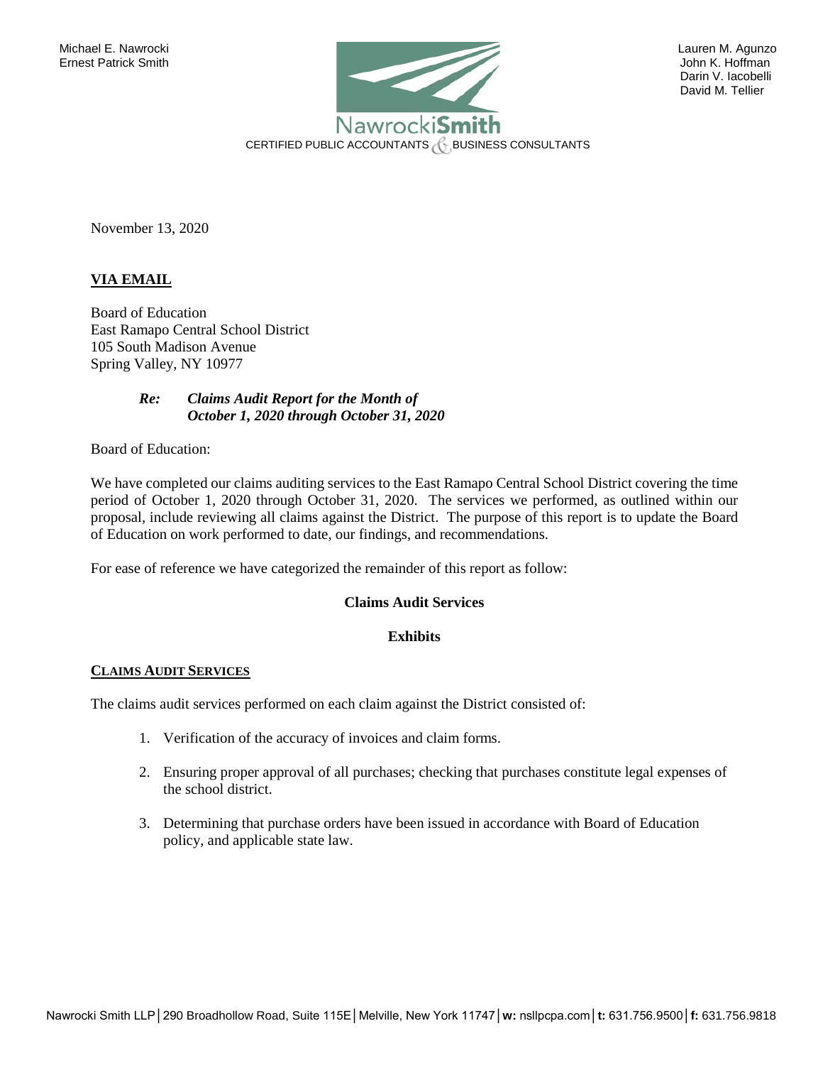Michael E. Nawrocki
Ernest Patrick Smith

Lauren M. Agunzo
John K. Hoffman
Darin V. Iacobelli
David M. Tellier

NawrockiSmith
CERTIFIED PUBLIC ACCOUNTANTS & BUSINESS CONSULTANTS

November 13, 2020

**VIA EMAIL**

Board of Education
East Ramapo Central School District
105 South Madison Avenue
Spring Valley, NY 10977

***Re: Claims Audit Report for the Month of October 1, 2020 through October 31, 2020***

Board of Education:

We have completed our claims auditing services to the East Ramapo Central School District covering the time period of October 1, 2020 through October 31, 2020. The services we performed, as outlined within our proposal, include reviewing all claims against the District. The purpose of this report is to update the Board of Education on work performed to date, our findings, and recommendations.

For ease of reference we have categorized the remainder of this report as follow:

**Claims Audit Services**

**Exhibits**

## CLAIMS AUDIT SERVICES

The claims audit services performed on each claim against the District consisted of:

1. Verification of the accuracy of invoices and claim forms.
2. Ensuring proper approval of all purchases; checking that purchases constitute legal expenses of the school district.
3. Determining that purchase orders have been issued in accordance with Board of Education policy, and applicable state law.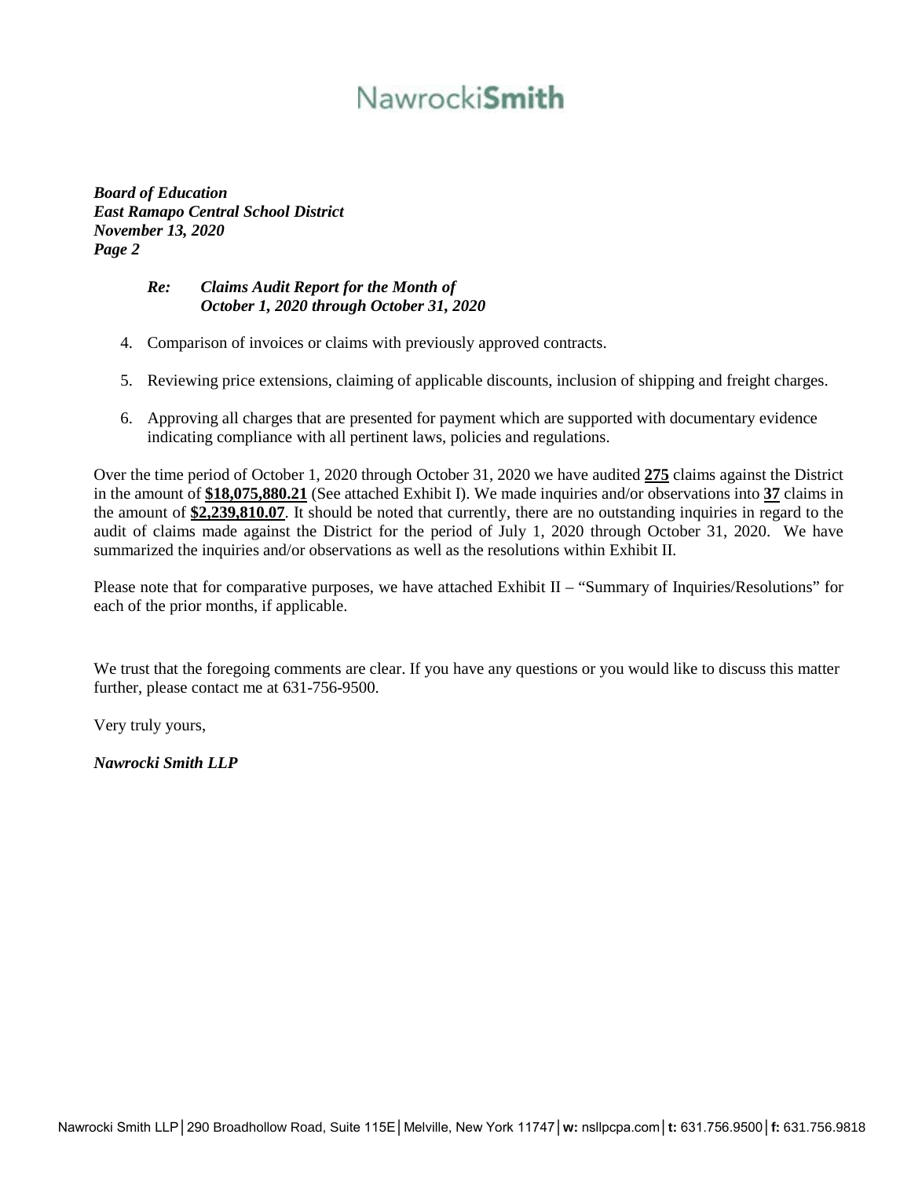*Board of Education*
*East Ramapo Central School District*
*November 13, 2020*
*Page 2*

*Re: Claims Audit Report for the Month of October 1, 2020 through October 31, 2020*

4. Comparison of invoices or claims with previously approved contracts.

5. Reviewing price extensions, claiming of applicable discounts, inclusion of shipping and freight charges.

6. Approving all charges that are presented for payment which are supported with documentary evidence indicating compliance with all pertinent laws, policies and regulations.

Over the time period of October 1, 2020 through October 31, 2020 we have audited **275** claims against the District in the amount of **$18,075,880.21** (See attached Exhibit I). We made inquiries and/or observations into **37** claims in the amount of **$2,239,810.07**. It should be noted that currently, there are no outstanding inquiries in regard to the audit of claims made against the District for the period of July 1, 2020 through October 31, 2020. We have summarized the inquiries and/or observations as well as the resolutions within Exhibit II.

Please note that for comparative purposes, we have attached Exhibit II – "Summary of Inquiries/Resolutions" for each of the prior months, if applicable.

We trust that the foregoing comments are clear. If you have any questions or you would like to discuss this matter further, please contact me at 631-756-9500.

Very truly yours,

*Nawrocki Smith LLP*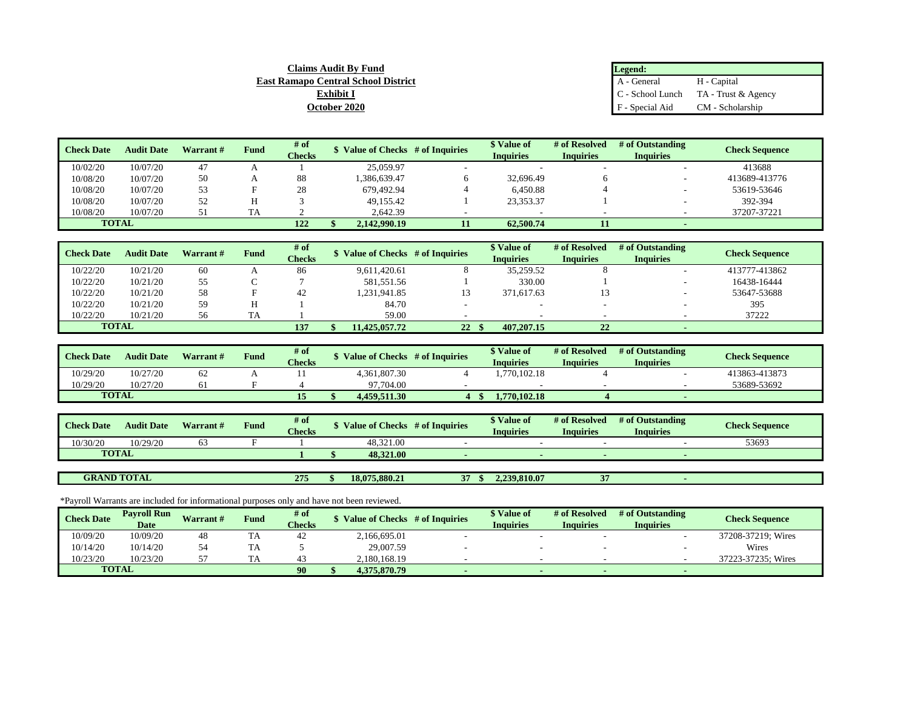**Claims Audit By Fund**
**East Ramapo Central School District**
**Exhibit I**
**October 2020**

| Legend: | |
|---|---|
| A - General | H - Capital |
| C - School Lunch | TA - Trust & Agency |
| F - Special Aid | CM - Scholarship |

| Check Date | Audit Date | Warrant # | Fund | # of Checks | $ Value of Checks | # of Inquiries | $ Value of Inquiries | # of Resolved Inquiries | # of Outstanding Inquiries | Check Sequence |
|---|---|---|---|---|---|---|---|---|---|---|
| 10/02/20 | 10/07/20 | 47 | A | 1 | 25,059.97 | - | - | - | - | 413688 |
| 10/08/20 | 10/07/20 | 50 | A | 88 | 1,386,639.47 | 6 | 32,696.49 | 6 | - | 413689-413776 |
| 10/08/20 | 10/07/20 | 53 | F | 28 | 679,492.94 | 4 | 6,450.88 | 4 | - | 53619-53646 |
| 10/08/20 | 10/07/20 | 52 | H | 3 | 49,155.42 | 1 | 23,353.37 | 1 | - | 392-394 |
| 10/08/20 | 10/07/20 | 51 | TA | 2 | 2,642.39 | - | - | - | - | 37207-37221 |
| **TOTAL** | | | | **122** | **$ 2,142,990.19** | **11** | **62,500.74** | **11** | **-** | |

| Check Date | Audit Date | Warrant # | Fund | # of Checks | $ Value of Checks | # of Inquiries | $ Value of Inquiries | # of Resolved Inquiries | # of Outstanding Inquiries | Check Sequence |
|---|---|---|---|---|---|---|---|---|---|---|
| 10/22/20 | 10/21/20 | 60 | A | 86 | 9,611,420.61 | 8 | 35,259.52 | 8 | - | 413777-413862 |
| 10/22/20 | 10/21/20 | 55 | C | 7 | 581,551.56 | 1 | 330.00 | 1 | - | 16438-16444 |
| 10/22/20 | 10/21/20 | 58 | F | 42 | 1,231,941.85 | 13 | 371,617.63 | 13 | - | 53647-53688 |
| 10/22/20 | 10/21/20 | 59 | H | 1 | 84.70 | - | - | - | - | 395 |
| 10/22/20 | 10/21/20 | 56 | TA | 1 | 59.00 | - | - | - | - | 37222 |
| **TOTAL** | | | | **137** | **$ 11,425,057.72** | **22** | **$ 407,207.15** | **22** | **-** | |

| Check Date | Audit Date | Warrant # | Fund | # of Checks | $ Value of Checks | # of Inquiries | $ Value of Inquiries | # of Resolved Inquiries | # of Outstanding Inquiries | Check Sequence |
|---|---|---|---|---|---|---|---|---|---|---|
| 10/29/20 | 10/27/20 | 62 | A | 11 | 4,361,807.30 | 4 | 1,770,102.18 | 4 | - | 413863-413873 |
| 10/29/20 | 10/27/20 | 61 | F | 4 | 97,704.00 | - | - | - | - | 53689-53692 |
| **TOTAL** | | | | **15** | **$ 4,459,511.30** | **4** | **$ 1,770,102.18** | **4** | **-** | |

| Check Date | Audit Date | Warrant # | Fund | # of Checks | $ Value of Checks | # of Inquiries | $ Value of Inquiries | # of Resolved Inquiries | # of Outstanding Inquiries | Check Sequence |
|---|---|---|---|---|---|---|---|---|---|---|
| 10/30/20 | 10/29/20 | 63 | F | 1 | 48,321.00 | - | - | - | - | 53693 |
| **TOTAL** | | | | **1** | **$ 48,321.00** | **-** | **-** | **-** | **-** | |

| | | | | | | | | | | |
|---|---|---|---|---|---|---|---|---|---|---|
| **GRAND TOTAL** | | | | **275** | **$ 18,075,880.21** | **37** | **$ 2,239,810.07** | **37** | **-** | |

*Payroll Warrants are included for informational purposes only and have not been reviewed.

| Check Date | Payroll Run Date | Warrant # | Fund | # of Checks | $ Value of Checks | # of Inquiries | $ Value of Inquiries | # of Resolved Inquiries | # of Outstanding Inquiries | Check Sequence |
|---|---|---|---|---|---|---|---|---|---|---|
| 10/09/20 | 10/09/20 | 48 | TA | 42 | 2,166,695.01 | - | - | - | - | 37208-37219; Wires |
| 10/14/20 | 10/14/20 | 54 | TA | 5 | 29,007.59 | - | - | - | - | Wires |
| 10/23/20 | 10/23/20 | 57 | TA | 43 | 2,180,168.19 | - | - | - | - | 37223-37235; Wires |
| **TOTAL** | | | | **90** | **$ 4,375,870.79** | **-** | **-** | **-** | **-** | |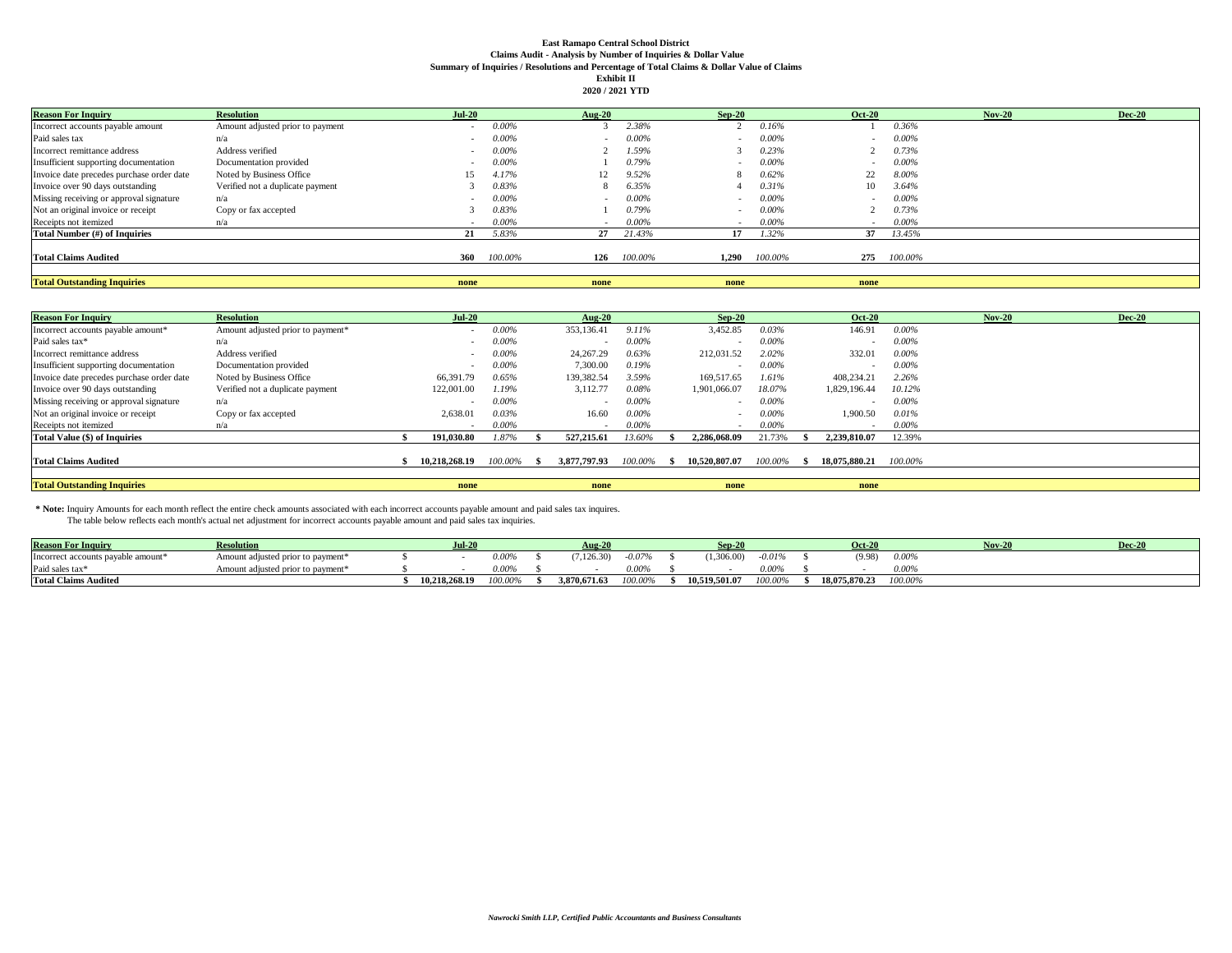**East Ramapo Central School District**
**Claims Audit - Analysis by Number of Inquiries & Dollar Value**
**Summary of Inquiries / Resolutions and Percentage of Total Claims & Dollar Value of Claims**
**Exhibit II**
**2020 / 2021 YTD**

| Reason For Inquiry | Resolution | Jul-20 | | Aug-20 | | Sep-20 | | Oct-20 | | Nov-20 | Dec-20 |
|---|---|---|---|---|---|---|---|---|---|---|---|
| Incorrect accounts payable amount | Amount adjusted prior to payment | - | 0.00% | 3 | 2.38% | 2 | 0.16% | 1 | 0.36% | | |
| Paid sales tax | n/a | - | 0.00% | - | 0.00% | - | 0.00% | - | 0.00% | | |
| Incorrect remittance address | Address verified | - | 0.00% | 2 | 1.59% | 3 | 0.23% | 2 | 0.73% | | |
| Insufficient supporting documentation | Documentation provided | - | 0.00% | 1 | 0.79% | - | 0.00% | - | 0.00% | | |
| Invoice date precedes purchase order date | Noted by Business Office | 15 | 4.17% | 12 | 9.52% | 8 | 0.62% | 22 | 8.00% | | |
| Invoice over 90 days outstanding | Verified not a duplicate payment | 3 | 0.83% | 8 | 6.35% | 4 | 0.31% | 10 | 3.64% | | |
| Missing receiving or approval signature | n/a | - | 0.00% | - | 0.00% | - | 0.00% | - | 0.00% | | |
| Not an original invoice or receipt | Copy or fax accepted | 3 | 0.83% | 1 | 0.79% | - | 0.00% | 2 | 0.73% | | |
| Receipts not itemized | n/a | - | 0.00% | - | 0.00% | - | 0.00% | - | 0.00% | | |
| **Total Number (#) of Inquiries** | | **21** | 5.83% | **27** | 21.43% | **17** | 1.32% | **37** | 13.45% | | |
| **Total Claims Audited** | | **360** | 100.00% | **126** | 100.00% | **1,290** | 100.00% | **275** | 100.00% | | |
| **Total Outstanding Inquiries** | | **none** | | **none** | | **none** | | **none** | | | |

| Reason For Inquiry | Resolution | Jul-20 | | Aug-20 | | Sep-20 | | Oct-20 | | Nov-20 | Dec-20 |
|---|---|---|---|---|---|---|---|---|---|---|---|
| Incorrect accounts payable amount* | Amount adjusted prior to payment* | - | 0.00% | 353,136.41 | 9.11% | 3,452.85 | 0.03% | 146.91 | 0.00% | | |
| Paid sales tax* | n/a | - | 0.00% | - | 0.00% | - | 0.00% | - | 0.00% | | |
| Incorrect remittance address | Address verified | - | 0.00% | 24,267.29 | 0.63% | 212,031.52 | 2.02% | 332.01 | 0.00% | | |
| Insufficient supporting documentation | Documentation provided | - | 0.00% | 7,300.00 | 0.19% | - | 0.00% | - | 0.00% | | |
| Invoice date precedes purchase order date | Noted by Business Office | 66,391.79 | 0.65% | 139,382.54 | 3.59% | 169,517.65 | 1.61% | 408,234.21 | 2.26% | | |
| Invoice over 90 days outstanding | Verified not a duplicate payment | 122,001.00 | 1.19% | 3,112.77 | 0.08% | 1,901,066.07 | 18.07% | 1,829,196.44 | 10.12% | | |
| Missing receiving or approval signature | n/a | - | 0.00% | - | 0.00% | - | 0.00% | - | 0.00% | | |
| Not an original invoice or receipt | Copy or fax accepted | 2,638.01 | 0.03% | 16.60 | 0.00% | - | 0.00% | 1,900.50 | 0.01% | | |
| Receipts not itemized | n/a | - | 0.00% | - | 0.00% | - | 0.00% | - | 0.00% | | |
| **Total Value ($) of Inquiries** | | **$ 191,030.80** | 1.87% | **$ 527,215.61** | 13.60% | **$ 2,286,068.09** | 21.73% | **$ 2,239,810.07** | 12.39% | | |
| **Total Claims Audited** | | **$ 10,218,268.19** | 100.00% | **$ 3,877,797.93** | 100.00% | **$ 10,520,807.07** | 100.00% | **$ 18,075,880.21** | 100.00% | | |
| **Total Outstanding Inquiries** | | **none** | | **none** | | **none** | | **none** | | | |

**\* Note:** Inquiry Amounts for each month reflect the entire check amounts associated with each incorrect accounts payable amount and paid sales tax inquires.
The table below reflects each month's actual net adjustment for incorrect accounts payable amount and paid sales tax inquiries.

| Reason For Inquiry | Resolution | Jul-20 | | Aug-20 | | Sep-20 | | Oct-20 | | Nov-20 | Dec-20 |
|---|---|---|---|---|---|---|---|---|---|---|---|
| Incorrect accounts payable amount* | Amount adjusted prior to payment* | $ - | 0.00% | $ (7,126.30) | -0.07% | $ (1,306.00) | -0.01% | $ (9.98) | 0.00% | | |
| Paid sales tax* | Amount adjusted prior to payment* | $ - | 0.00% | $ - | 0.00% | $ - | 0.00% | $ - | 0.00% | | |
| **Total Claims Audited** | | **$ 10,218,268.19** | 100.00% | **$ 3,870,671.63** | 100.00% | **$ 10,519,501.07** | 100.00% | **$ 18,075,870.23** | 100.00% | | |

*Nawrocki Smith LLP, Certified Public Accountants and Business Consultants*